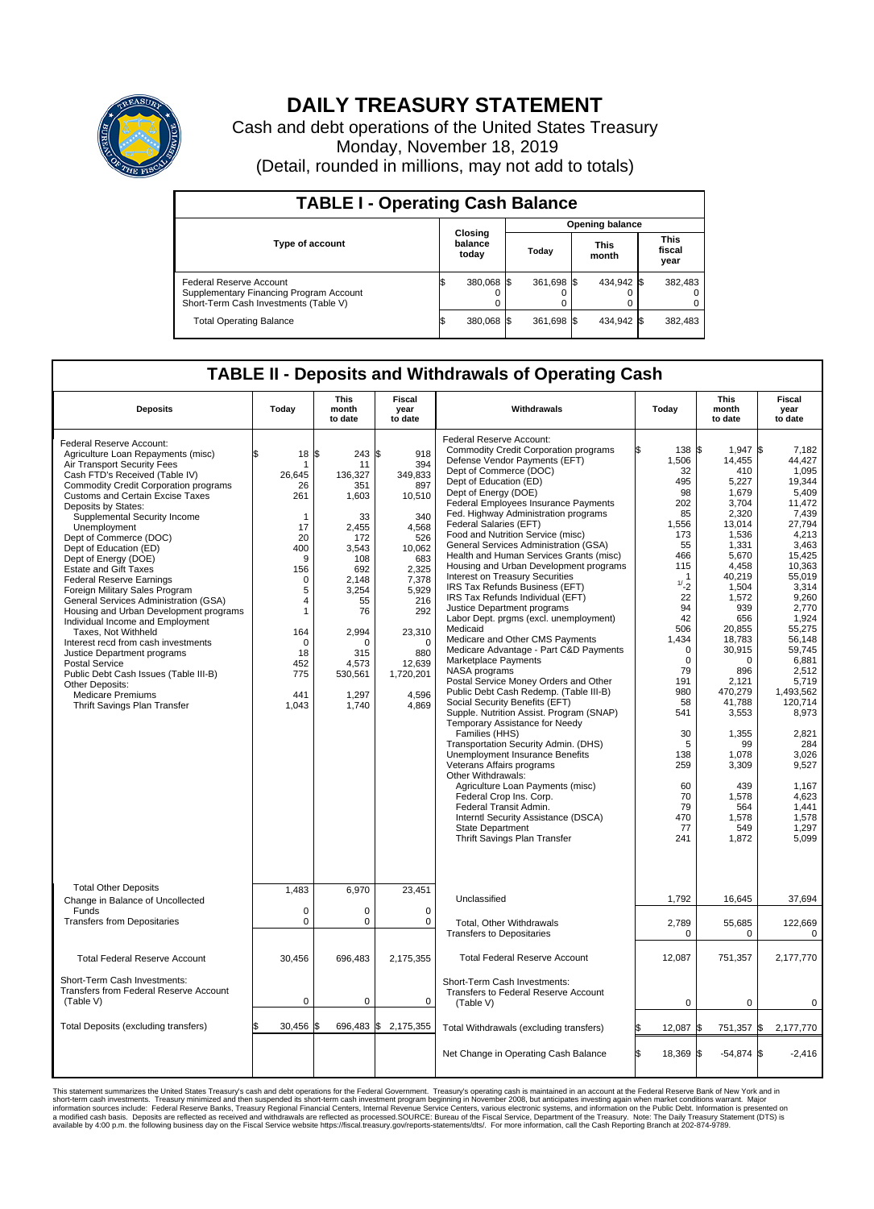# DAILY TREASURY STATEMENT

Cash and debt operations of the United States Treasury

Monday, November 18, 2019

(Detail, rounded in millions, may not add to totals)

## TABLE I - Operating Cash Balance

| Type of account | Closing balance today | Opening balance Today | Opening balance This month | Opening balance This fiscal year |
|---|---|---|---|---|
| Federal Reserve Account | $ 380,068 | $ 361,698 | $ 434,942 | $ 382,483 |
| Supplementary Financing Program Account | 0 | 0 | 0 | 0 |
| Short-Term Cash Investments (Table V) | 0 | 0 | 0 | 0 |
| Total Operating Balance | $ 380,068 | $ 361,698 | $ 434,942 | $ 382,483 |

## TABLE II - Deposits and Withdrawals of Operating Cash

| Deposits | Today | This month to date | Fiscal year to date | Withdrawals | Today | This month to date | Fiscal year to date |
|---|---|---|---|---|---|---|---|
| Federal Reserve Account: | | | | Federal Reserve Account: | | | |
| Agriculture Loan Repayments (misc) | $ 18 | $ 243 | $ 918 | Commodity Credit Corporation programs | $ 138 | $ 1,947 | $ 7,182 |
| Air Transport Security Fees | 1 | 11 | 394 | Defense Vendor Payments (EFT) | 1,506 | 14,455 | 44,427 |
| Cash FTD's Received (Table IV) | 26,645 | 136,327 | 349,833 | Dept of Commerce (DOC) | 32 | 410 | 1,095 |
| Commodity Credit Corporation programs | 26 | 351 | 897 | Dept of Education (ED) | 495 | 5,227 | 19,344 |
| Customs and Certain Excise Taxes | 261 | 1,603 | 10,510 | Dept of Energy (DOE) | 98 | 1,679 | 5,409 |
| Deposits by States: | | | | Federal Employees Insurance Payments | 202 | 3,704 | 11,472 |
| Supplemental Security Income | 1 | 33 | 340 | Fed. Highway Administration programs | 85 | 2,320 | 7,439 |
| Unemployment | 17 | 2,455 | 4,568 | Federal Salaries (EFT) | 1,556 | 13,014 | 27,794 |
| Dept of Commerce (DOC) | 20 | 172 | 526 | Food and Nutrition Service (misc) | 173 | 1,536 | 4,213 |
| Dept of Education (ED) | 400 | 3,543 | 10,062 | General Services Administration (GSA) | 55 | 1,331 | 3,463 |
| Dept of Energy (DOE) | 9 | 108 | 683 | Health and Human Services Grants (misc) | 466 | 5,670 | 15,425 |
| Estate and Gift Taxes | 156 | 692 | 2,325 | Housing and Urban Development programs | 115 | 4,458 | 10,363 |
| Federal Reserve Earnings | 0 | 2,148 | 7,378 | Interest on Treasury Securities | 1 | 40,219 | 55,019 |
| Foreign Military Sales Program | 5 | 3,254 | 5,929 | IRS Tax Refunds Business (EFT) | 1/ -2 | 1,504 | 3,314 |
| General Services Administration (GSA) | 4 | 55 | 216 | IRS Tax Refunds Individual (EFT) | 22 | 1,572 | 9,260 |
| Housing and Urban Development programs | 1 | 76 | 292 | Justice Department programs | 94 | 939 | 2,770 |
| Individual Income and Employment Taxes, Not Withheld | 164 | 2,994 | 23,310 | Labor Dept. prgms (excl. unemployment) | 42 | 656 | 1,924 |
| Interest recd from cash investments | 0 | 0 | 0 | Medicaid | 506 | 20,855 | 55,275 |
| Justice Department programs | 18 | 315 | 880 | Medicare and Other CMS Payments | 1,434 | 18,783 | 56,148 |
| Postal Service | 452 | 4,573 | 12,639 | Medicare Advantage - Part C&D Payments | 0 | 30,915 | 59,745 |
| Public Debt Cash Issues (Table III-B) | 775 | 530,561 | 1,720,201 | Marketplace Payments | 0 | 0 | 6,881 |
| Other Deposits: | | | | NASA programs | 79 | 896 | 2,512 |
| Medicare Premiums | 441 | 1,297 | 4,596 | Postal Service Money Orders and Other | 191 | 2,121 | 5,719 |
| Thrift Savings Plan Transfer | 1,043 | 1,740 | 4,869 | Public Debt Cash Redemp. (Table III-B) | 980 | 470,279 | 1,493,562 |
| | | | | Social Security Benefits (EFT) | 58 | 41,788 | 120,714 |
| | | | | Supple. Nutrition Assist. Program (SNAP) | 541 | 3,553 | 8,973 |
| | | | | Temporary Assistance for Needy Families (HHS) | 30 | 1,355 | 2,821 |
| | | | | Transportation Security Admin. (DHS) | 5 | 99 | 284 |
| | | | | Unemployment Insurance Benefits | 138 | 1,078 | 3,026 |
| | | | | Veterans Affairs programs | 259 | 3,309 | 9,527 |
| | | | | Other Withdrawals: | | | |
| | | | | Agriculture Loan Payments (misc) | 60 | 439 | 1,167 |
| | | | | Federal Crop Ins. Corp. | 70 | 1,578 | 4,623 |
| | | | | Federal Transit Admin. | 79 | 564 | 1,441 |
| | | | | Interntl Security Assistance (DSCA) | 470 | 1,578 | 1,578 |
| | | | | State Department | 77 | 549 | 1,297 |
| | | | | Thrift Savings Plan Transfer | 241 | 1,872 | 5,099 |
| Total Other Deposits | 1,483 | 6,970 | 23,451 | Unclassified | 1,792 | 16,645 | 37,694 |
| Change in Balance of Uncollected Funds | 0 | 0 | 0 | | | | |
| Transfers from Depositaries | 0 | 0 | 0 | Total, Other Withdrawals | 2,789 | 55,685 | 122,669 |
| | | | | Transfers to Depositaries | 0 | 0 | 0 |
| Total Federal Reserve Account | 30,456 | 696,483 | 2,175,355 | Total Federal Reserve Account | 12,087 | 751,357 | 2,177,770 |
| Short-Term Cash Investments: Transfers from Federal Reserve Account (Table V) | 0 | 0 | 0 | Short-Term Cash Investments: Transfers to Federal Reserve Account (Table V) | 0 | 0 | 0 |
| Total Deposits (excluding transfers) | $ 30,456 | $ 696,483 | $ 2,175,355 | Total Withdrawals (excluding transfers) | $ 12,087 | $ 751,357 | $ 2,177,770 |
| | | | | Net Change in Operating Cash Balance | $ 18,369 | $ -54,874 | $ -2,416 |

This statement summarizes the United States Treasury's cash and debt operations for the Federal Government. Treasury's operating cash is maintained in an account at the Federal Reserve Bank of New York and in short-term cash investments. Treasury minimized and then suspended its short-term cash investment program beginning in November 2008, but anticipates investing again when market conditions warrant. Major information sources include: Federal Reserve Banks, Treasury Regional Financial Centers, Internal Revenue Service Centers, various electronic systems, and information on the Public Debt. Information is presented on a modified cash basis. Deposits are reflected as received and withdrawals are reflected as processed.SOURCE: Bureau of the Fiscal Service, Department of the Treasury. Note: The Daily Treasury Statement (DTS) is available by 4:00 p.m. the following business day on the Fiscal Service website https://fiscal.treasury.gov/reports-statements/dts/. For more information, call the Cash Reporting Branch at 202-874-9789.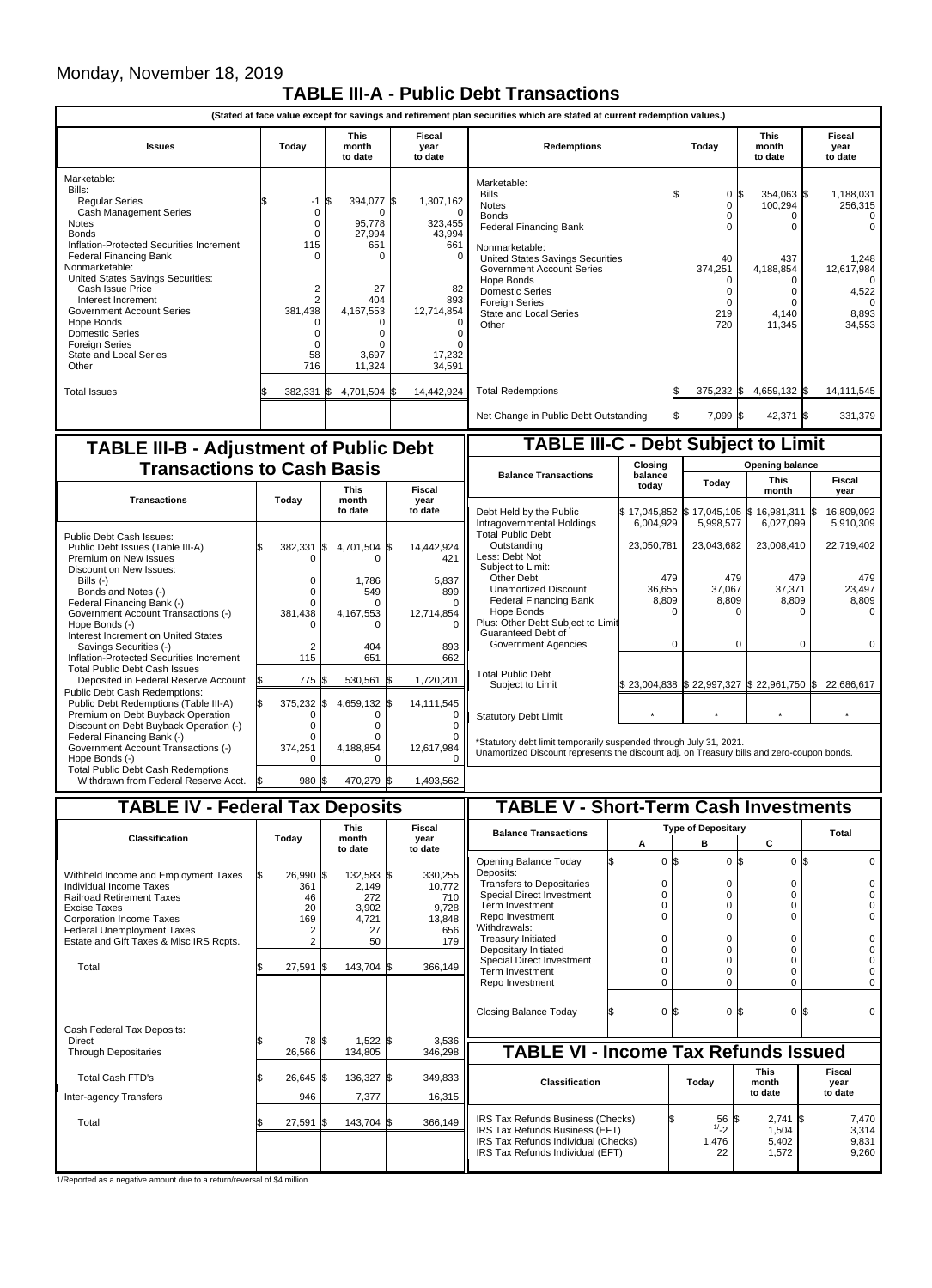Monday, November 18, 2019

# TABLE III-A - Public Debt Transactions

(Stated at face value except for savings and retirement plan securities which are stated at current redemption values.)

| Issues | Today | This month to date | Fiscal year to date | Redemptions | Today | This month to date | Fiscal year to date |
|---|---|---|---|---|---|---|---|
| Marketable: | | | | Marketable: | | | |
| Bills: | | | | Bills | $ 0 | $ 354,063 | $ 1,188,031 |
| Regular Series | $ -1 | $ 394,077 | $ 1,307,162 | Notes | 0 | 100,294 | 256,315 |
| Cash Management Series | 0 | 0 | 0 | Bonds | 0 | 0 | 0 |
| Notes | 0 | 95,778 | 323,455 | Federal Financing Bank | 0 | 0 | 0 |
| Bonds | 0 | 27,994 | 43,994 | | | | |
| Inflation-Protected Securities Increment | 115 | 651 | 661 | Nonmarketable: | | | |
| Federal Financing Bank | 0 | 0 | 0 | United States Savings Securities | 40 | 437 | 1,248 |
| Nonmarketable: | | | | Government Account Series | 374,251 | 4,188,854 | 12,617,984 |
| United States Savings Securities: | | | | Hope Bonds | 0 | 0 | 0 |
| Cash Issue Price | 2 | 27 | 82 | Domestic Series | 0 | 0 | 4,522 |
| Interest Increment | 2 | 404 | 893 | Foreign Series | 0 | 0 | 0 |
| Government Account Series | 381,438 | 4,167,553 | 12,714,854 | State and Local Series | 219 | 4,140 | 8,893 |
| Hope Bonds | 0 | 0 | 0 | Other | 720 | 11,345 | 34,553 |
| Domestic Series | 0 | 0 | 0 | | | | |
| Foreign Series | 0 | 0 | 0 | | | | |
| State and Local Series | 58 | 3,697 | 17,232 | | | | |
| Other | 716 | 11,324 | 34,591 | | | | |
| Total Issues | $ 382,331 | $ 4,701,504 | $ 14,442,924 | Total Redemptions | $ 375,232 | $ 4,659,132 | $ 14,111,545 |
| | | | | Net Change in Public Debt Outstanding | $ 7,099 | $ 42,371 | $ 331,379 |

# TABLE III-B - Adjustment of Public Debt Transactions to Cash Basis

| Transactions | Today | This month to date | Fiscal year to date |
|---|---|---|---|
| Public Debt Cash Issues: | | | |
| Public Debt Issues (Table III-A) | $ 382,331 | $ 4,701,504 | $ 14,442,924 |
| Premium on New Issues | 0 | 0 | 421 |
| Discount on New Issues: | | | |
| Bills (-) | 0 | 1,786 | 5,837 |
| Bonds and Notes (-) | 0 | 549 | 899 |
| Federal Financing Bank (-) | 0 | 0 | 0 |
| Government Account Transactions (-) | 381,438 | 4,167,553 | 12,714,854 |
| Hope Bonds (-) | 0 | 0 | 0 |
| Interest Increment on United States Savings Securities (-) | 2 | 404 | 893 |
| Inflation-Protected Securities Increment | 115 | 651 | 662 |
| Total Public Debt Cash Issues Deposited in Federal Reserve Account | $ 775 | $ 530,561 | $ 1,720,201 |
| Public Debt Cash Redemptions: | | | |
| Public Debt Redemptions (Table III-A) | $ 375,232 | $ 4,659,132 | $ 14,111,545 |
| Premium on Debt Buyback Operation | 0 | 0 | 0 |
| Discount on Debt Buyback Operation (-) | 0 | 0 | 0 |
| Federal Financing Bank (-) | 0 | 0 | 0 |
| Government Account Transactions (-) | 374,251 | 4,188,854 | 12,617,984 |
| Hope Bonds (-) | 0 | 0 | 0 |
| Total Public Debt Cash Redemptions Withdrawn from Federal Reserve Acct. | $ 980 | $ 470,279 | $ 1,493,562 |

# TABLE III-C - Debt Subject to Limit

| Balance Transactions | Closing balance today | Opening balance Today | Opening balance This month | Opening balance Fiscal year |
|---|---|---|---|---|
| Debt Held by the Public | $ 17,045,852 | $ 17,045,105 | $ 16,981,311 | $ 16,809,092 |
| Intragovernmental Holdings | 6,004,929 | 5,998,577 | 6,027,099 | 5,910,309 |
| Total Public Debt Outstanding | 23,050,781 | 23,043,682 | 23,008,410 | 22,719,402 |
| Less: Debt Not Subject to Limit: | | | | |
| Other Debt | 479 | 479 | 479 | 479 |
| Unamortized Discount | 36,655 | 37,067 | 37,371 | 23,497 |
| Federal Financing Bank | 8,809 | 8,809 | 8,809 | 8,809 |
| Hope Bonds | 0 | 0 | 0 | 0 |
| Plus: Other Debt Subject to Limit Guaranteed Debt of Government Agencies | 0 | 0 | 0 | 0 |
| Total Public Debt Subject to Limit | $ 23,004,838 | $ 22,997,327 | $ 22,961,750 | $ 22,686,617 |
| Statutory Debt Limit | * | * | * | * |

*Statutory debt limit temporarily suspended through July 31, 2021.
Unamortized Discount represents the discount adj. on Treasury bills and zero-coupon bonds.

# TABLE IV - Federal Tax Deposits

| Classification | Today | This month to date | Fiscal year to date |
|---|---|---|---|
| Withheld Income and Employment Taxes | $ 26,990 | $ 132,583 | $ 330,255 |
| Individual Income Taxes | 361 | 2,149 | 10,772 |
| Railroad Retirement Taxes | 46 | 272 | 710 |
| Excise Taxes | 20 | 3,902 | 9,728 |
| Corporation Income Taxes | 169 | 4,721 | 13,848 |
| Federal Unemployment Taxes | 2 | 27 | 656 |
| Estate and Gift Taxes & Misc IRS Rcpts. | 2 | 50 | 179 |
| Total | $ 27,591 | $ 143,704 | $ 366,149 |
| Cash Federal Tax Deposits: | | | |
| Direct | $ 78 | $ 1,522 | $ 3,536 |
| Through Depositaries | 26,566 | 134,805 | 346,298 |
| Total Cash FTD's | $ 26,645 | $ 136,327 | $ 349,833 |
| Inter-agency Transfers | 946 | 7,377 | 16,315 |
| Total | $ 27,591 | $ 143,704 | $ 366,149 |

# TABLE V - Short-Term Cash Investments

| Balance Transactions | Type of Depositary A | Type of Depositary B | Type of Depositary C | Total |
|---|---|---|---|---|
| Opening Balance Today | $ 0 | $ 0 | $ 0 | $ 0 |
| Deposits: | | | | |
| Transfers to Depositaries | 0 | 0 | 0 | 0 |
| Special Direct Investment | 0 | 0 | 0 | 0 |
| Term Investment | 0 | 0 | 0 | 0 |
| Repo Investment | 0 | 0 | 0 | 0 |
| Withdrawals: | | | | |
| Treasury Initiated | 0 | 0 | 0 | 0 |
| Depositary Initiated | 0 | 0 | 0 | 0 |
| Special Direct Investment | 0 | 0 | 0 | 0 |
| Term Investment | 0 | 0 | 0 | 0 |
| Repo Investment | 0 | 0 | 0 | 0 |
| Closing Balance Today | $ 0 | $ 0 | $ 0 | $ 0 |

# TABLE VI - Income Tax Refunds Issued

| Classification | Today | This month to date | Fiscal year to date |
|---|---|---|---|
| IRS Tax Refunds Business (Checks) | $ 56 | $ 2,741 | $ 7,470 |
| IRS Tax Refunds Business (EFT) | [1/] -2 | 1,504 | 3,314 |
| IRS Tax Refunds Individual (Checks) | 1,476 | 5,402 | 9,831 |
| IRS Tax Refunds Individual (EFT) | 22 | 1,572 | 9,260 |

1/Reported as a negative amount due to a return/reversal of $4 million.